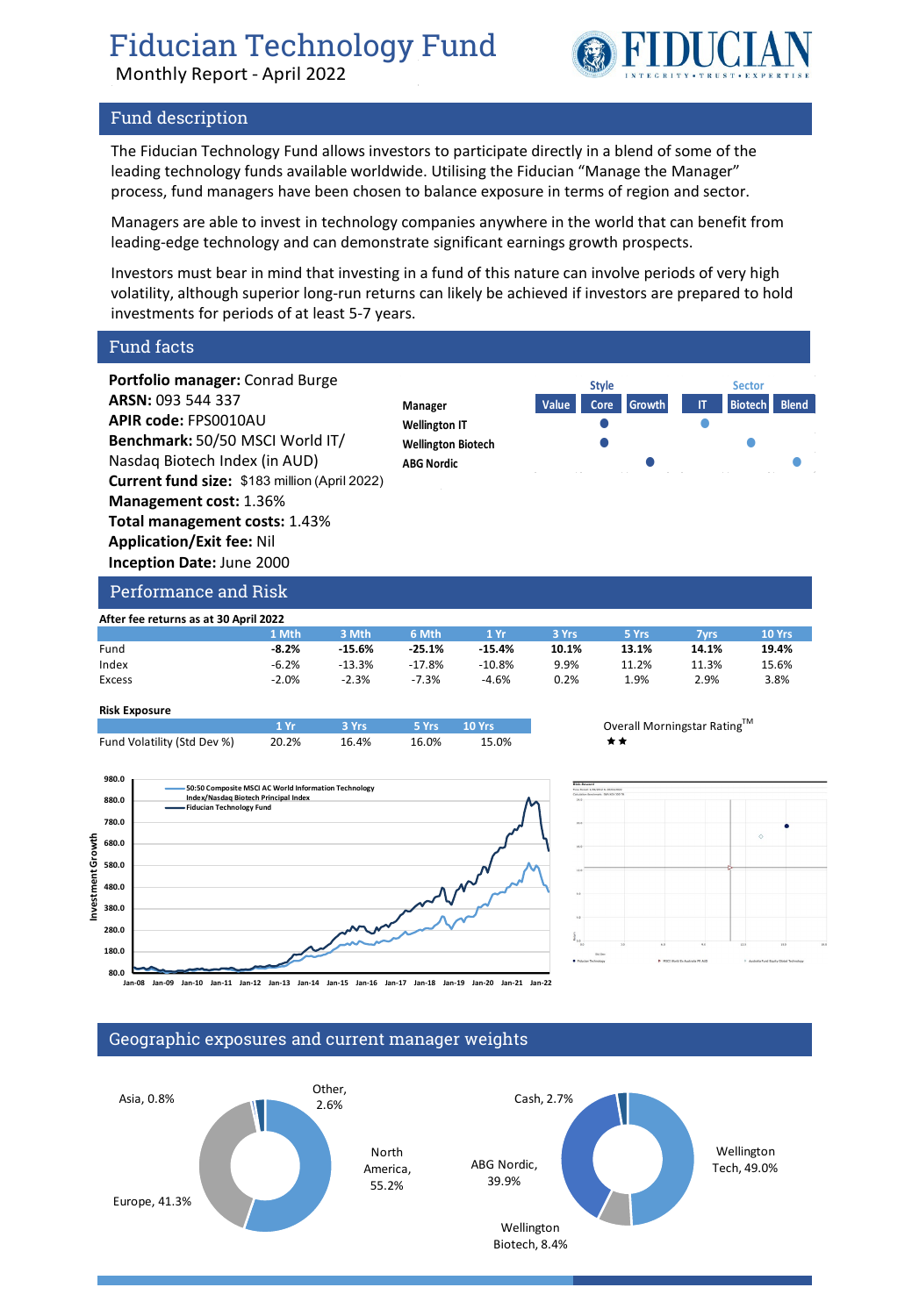# Fiducian Technology Fund

Monthly Report - April 2022

## Fund description

The Fiducian Technology Fund allows investors to participate directly in a blend of some of the leading technology funds available worldwide. Utilising the Fiducian "Manage the Manager" process, fund managers have been chosen to balance exposure in terms of region and sector.

Managers are able to invest in technology companies anywhere in the world that can benefit from leading-edge technology and can demonstrate significant earnings growth prospects.

Investors must bear in mind that investing in a fund of this nature can involve periods of very high volatility, although superior long-run returns can likely be achieved if investors are prepared to hold investments for periods of at least 5-7 years.

## Fund facts

**Portfolio manager:** Conrad Burge
**ARSN:** 093 544 337
**APIR code:** FPS0010AU
**Benchmark:** 50/50 MSCI World IT/ Nasdaq Biotech Index (in AUD)
**Current fund size:** $183 million (April 2022)
**Management cost:** 1.36%
**Total management costs:** 1.43%
**Application/Exit fee:** Nil
**Inception Date:** June 2000

| Manager | Style: Value | Style: Core | Style: Growth | Sector: IT | Sector: Biotech | Sector: Blend |
|---|---|---|---|---|---|---|
| Wellington IT | | ● | | ● | | |
| Wellington Biotech | | ● | | | ● | |
| ABG Nordic | | | ● | | | ● |

## Performance and Risk

**After fee returns as at 30 April 2022**

| | 1 Mth | 3 Mth | 6 Mth | 1 Yr | 3 Yrs | 5 Yrs | 7yrs | 10 Yrs |
|---|---|---|---|---|---|---|---|---|
| Fund | **-8.2%** | **-15.6%** | **-25.1%** | **-15.4%** | **10.1%** | **13.1%** | **14.1%** | **19.4%** |
| Index | -6.2% | -13.3% | -17.8% | -10.8% | 9.9% | 11.2% | 11.3% | 15.6% |
| Excess | -2.0% | -2.3% | -7.3% | -4.6% | 0.2% | 1.9% | 2.9% | 3.8% |

**Risk Exposure**

| | 1 Yr | 3 Yrs | 5 Yrs | 10 Yrs |
|---|---|---|---|---|
| Fund Volatility (Std Dev %) | 20.2% | 16.4% | 16.0% | 15.0% |

Overall Morningstar Rating™ ★★

## Geographic exposures and current manager weights

Asia, 0.8%; Other, 2.6%; North America, 55.2%; Europe, 41.3%

Cash, 2.7%; Wellington Tech, 49.0%; Wellington Biotech, 8.4%; ABG Nordic, 39.9%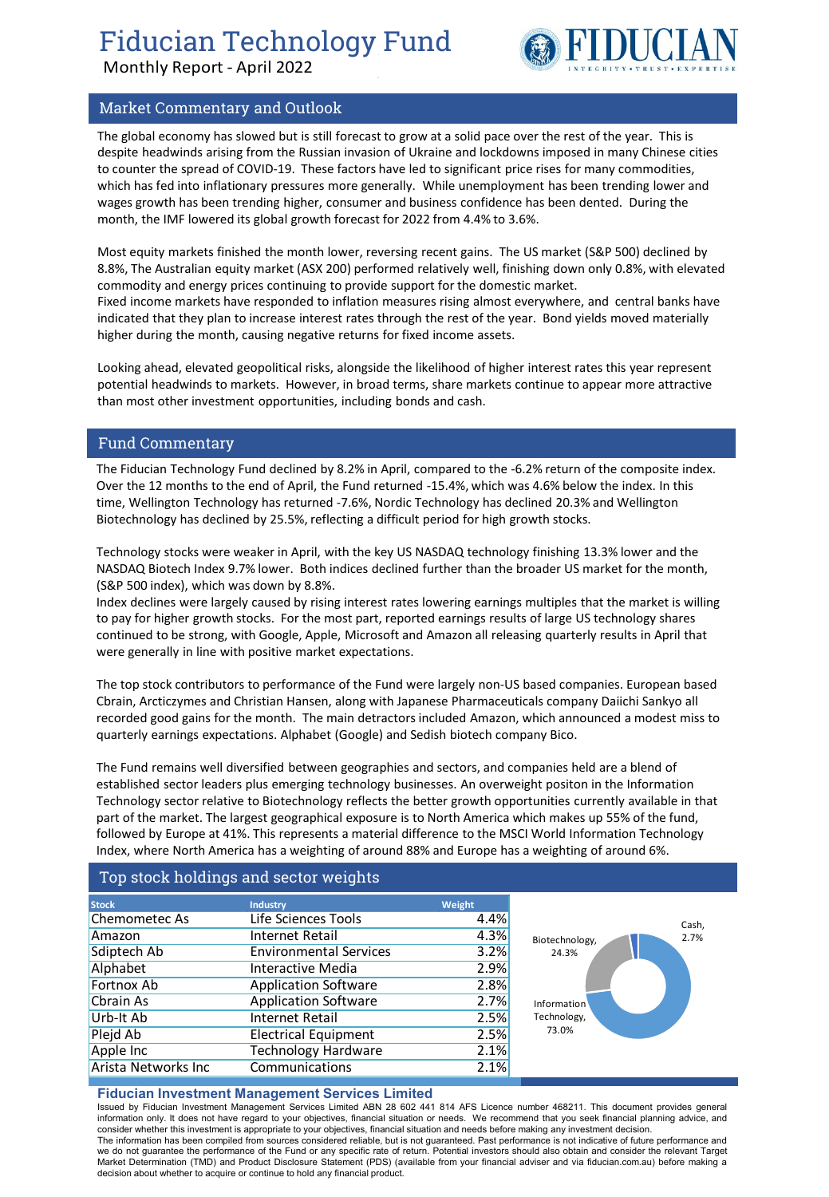# Fiducian Technology Fund

Monthly Report - April 2022

## Market Commentary and Outlook

The global economy has slowed but is still forecast to grow at a solid pace over the rest of the year. This is despite headwinds arising from the Russian invasion of Ukraine and lockdowns imposed in many Chinese cities to counter the spread of COVID-19. These factors have led to significant price rises for many commodities, which has fed into inflationary pressures more generally. While unemployment has been trending lower and wages growth has been trending higher, consumer and business confidence has been dented. During the month, the IMF lowered its global growth forecast for 2022 from 4.4% to 3.6%.

Most equity markets finished the month lower, reversing recent gains. The US market (S&P 500) declined by 8.8%, The Australian equity market (ASX 200) performed relatively well, finishing down only 0.8%, with elevated commodity and energy prices continuing to provide support for the domestic market.
Fixed income markets have responded to inflation measures rising almost everywhere, and central banks have indicated that they plan to increase interest rates through the rest of the year. Bond yields moved materially higher during the month, causing negative returns for fixed income assets.

Looking ahead, elevated geopolitical risks, alongside the likelihood of higher interest rates this year represent potential headwinds to markets. However, in broad terms, share markets continue to appear more attractive than most other investment opportunities, including bonds and cash.

## Fund Commentary

The Fiducian Technology Fund declined by 8.2% in April, compared to the -6.2% return of the composite index. Over the 12 months to the end of April, the Fund returned -15.4%, which was 4.6% below the index. In this time, Wellington Technology has returned -7.6%, Nordic Technology has declined 20.3% and Wellington Biotechnology has declined by 25.5%, reflecting a difficult period for high growth stocks.

Technology stocks were weaker in April, with the key US NASDAQ technology finishing 13.3% lower and the NASDAQ Biotech Index 9.7% lower. Both indices declined further than the broader US market for the month, (S&P 500 index), which was down by 8.8%.
Index declines were largely caused by rising interest rates lowering earnings multiples that the market is willing to pay for higher growth stocks. For the most part, reported earnings results of large US technology shares continued to be strong, with Google, Apple, Microsoft and Amazon all releasing quarterly results in April that were generally in line with positive market expectations.

The top stock contributors to performance of the Fund were largely non-US based companies. European based Cbrain, Arcticzymes and Christian Hansen, along with Japanese Pharmaceuticals company Daiichi Sankyo all recorded good gains for the month. The main detractors included Amazon, which announced a modest miss to quarterly earnings expectations. Alphabet (Google) and Sedish biotech company Bico.

The Fund remains well diversified between geographies and sectors, and companies held are a blend of established sector leaders plus emerging technology businesses. An overweight positon in the Information Technology sector relative to Biotechnology reflects the better growth opportunities currently available in that part of the market. The largest geographical exposure is to North America which makes up 55% of the fund, followed by Europe at 41%. This represents a material difference to the MSCI World Information Technology Index, where North America has a weighting of around 88% and Europe has a weighting of around 6%.

## Top stock holdings and sector weights

| Stock | Industry | Weight |
|---|---|---|
| Chemometec As | Life Sciences Tools | 4.4% |
| Amazon | Internet Retail | 4.3% |
| Sdiptech Ab | Environmental Services | 3.2% |
| Alphabet | Interactive Media | 2.9% |
| Fortnox Ab | Application Software | 2.8% |
| Cbrain As | Application Software | 2.7% |
| Urb-It Ab | Internet Retail | 2.5% |
| Plejd Ab | Electrical Equipment | 2.5% |
| Apple Inc | Technology Hardware | 2.1% |
| Arista Networks Inc | Communications | 2.1% |

Cash, 2.7%
Biotechnology, 24.3%
Information Technology, 73.0%

**Fiducian Investment Management Services Limited**

Issued by Fiducian Investment Management Services Limited ABN 28 602 441 814 AFS Licence number 468211. This document provides general information only. It does not have regard to your objectives, financial situation or needs. We recommend that you seek financial planning advice, and consider whether this investment is appropriate to your objectives, financial situation and needs before making any investment decision.
The information has been compiled from sources considered reliable, but is not guaranteed. Past performance is not indicative of future performance and we do not guarantee the performance of the Fund or any specific rate of return. Potential investors should also obtain and consider the relevant Target Market Determination (TMD) and Product Disclosure Statement (PDS) (available from your financial adviser and via fiducian.com.au) before making a decision about whether to acquire or continue to hold any financial product.